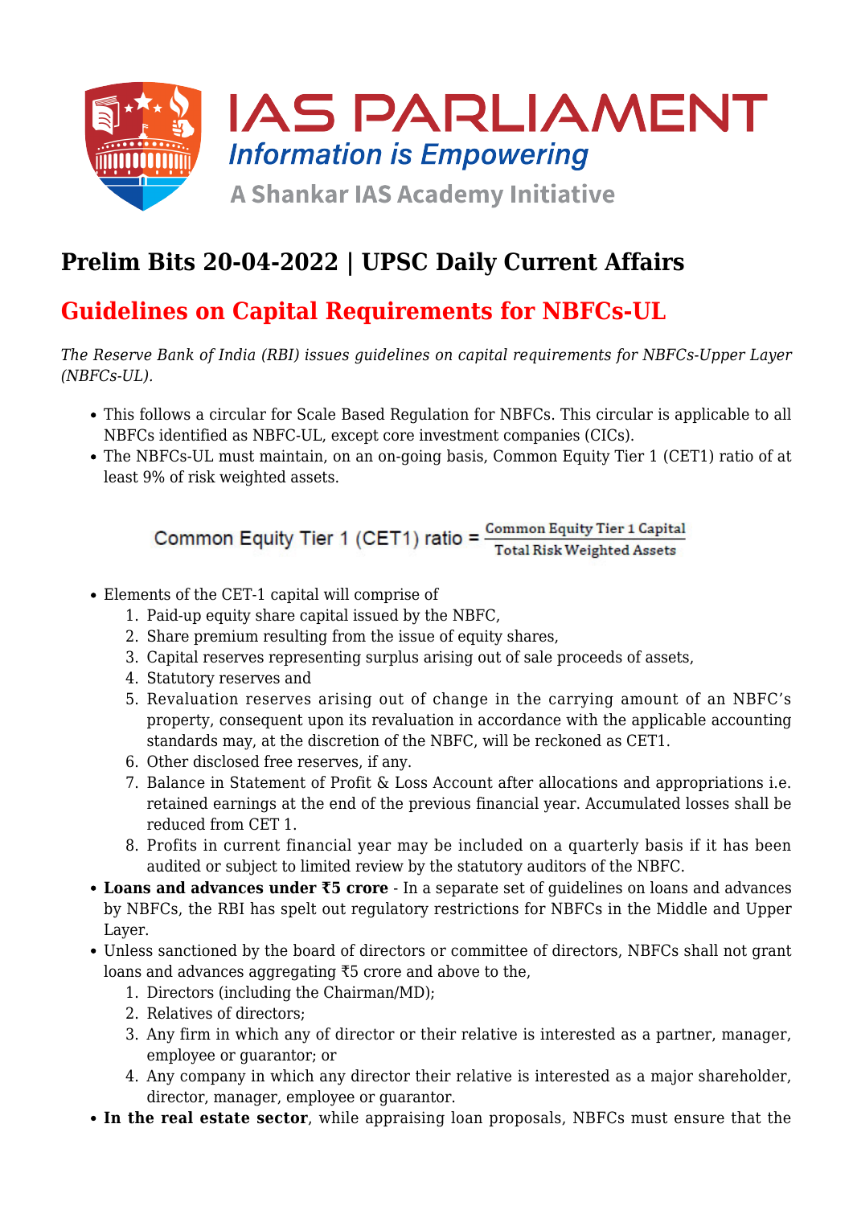IAS PARLIAMENT

Information is Empowering

A Shankar IAS Academy Initiative

# Prelim Bits 20-04-2022 | UPSC Daily Current Affairs

## Guidelines on Capital Requirements for NBFCs-UL

*The Reserve Bank of India (RBI) issues guidelines on capital requirements for NBFCs-Upper Layer (NBFCs-UL).*

- This follows a circular for Scale Based Regulation for NBFCs. This circular is applicable to all NBFCs identified as NBFC-UL, except core investment companies (CICs).
- The NBFCs-UL must maintain, on an on-going basis, Common Equity Tier 1 (CET1) ratio of at least 9% of risk weighted assets.

$$\text{Common Equity Tier 1 (CET1) ratio} = \frac{\text{Common Equity Tier 1 Capital}}{\text{Total Risk Weighted Assets}}$$

- Elements of the CET-1 capital will comprise of
  1. Paid-up equity share capital issued by the NBFC,
  2. Share premium resulting from the issue of equity shares,
  3. Capital reserves representing surplus arising out of sale proceeds of assets,
  4. Statutory reserves and
  5. Revaluation reserves arising out of change in the carrying amount of an NBFC's property, consequent upon its revaluation in accordance with the applicable accounting standards may, at the discretion of the NBFC, will be reckoned as CET1.
  6. Other disclosed free reserves, if any.
  7. Balance in Statement of Profit & Loss Account after allocations and appropriations i.e. retained earnings at the end of the previous financial year. Accumulated losses shall be reduced from CET 1.
  8. Profits in current financial year may be included on a quarterly basis if it has been audited or subject to limited review by the statutory auditors of the NBFC.
- **Loans and advances under ₹5 crore** - In a separate set of guidelines on loans and advances by NBFCs, the RBI has spelt out regulatory restrictions for NBFCs in the Middle and Upper Layer.
- Unless sanctioned by the board of directors or committee of directors, NBFCs shall not grant loans and advances aggregating ₹5 crore and above to the,
  1. Directors (including the Chairman/MD);
  2. Relatives of directors;
  3. Any firm in which any of director or their relative is interested as a partner, manager, employee or guarantor; or
  4. Any company in which any director their relative is interested as a major shareholder, director, manager, employee or guarantor.
- **In the real estate sector**, while appraising loan proposals, NBFCs must ensure that the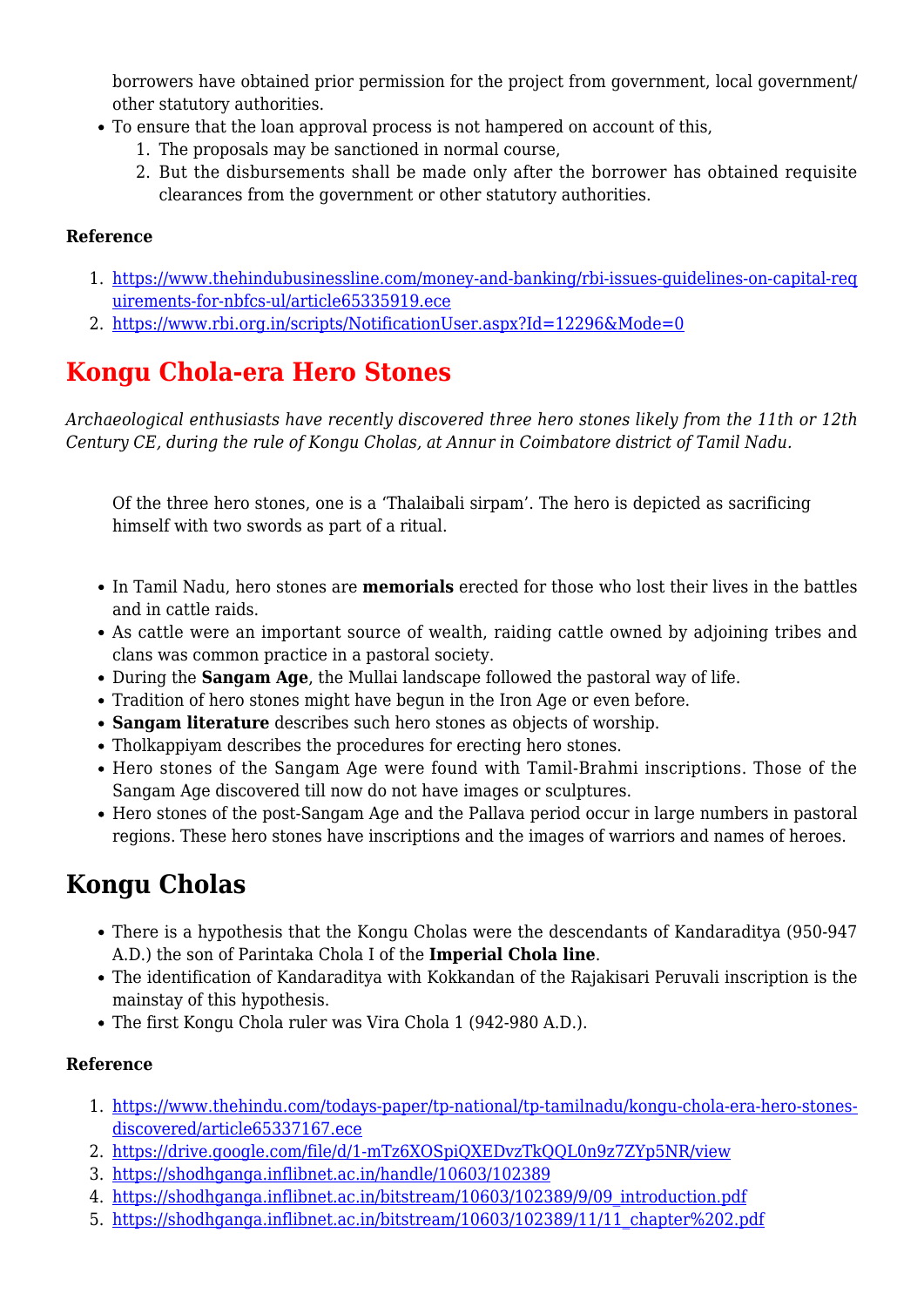borrowers have obtained prior permission for the project from government, local government/ other statutory authorities.

- To ensure that the loan approval process is not hampered on account of this,
  1. The proposals may be sanctioned in normal course,
  2. But the disbursements shall be made only after the borrower has obtained requisite clearances from the government or other statutory authorities.

**Reference**

1. https://www.thehindubusinessline.com/money-and-banking/rbi-issues-guidelines-on-capital-requirements-for-nbfcs-ul/article65335919.ece
2. https://www.rbi.org.in/scripts/NotificationUser.aspx?Id=12296&Mode=0

# Kongu Chola-era Hero Stones

*Archaeological enthusiasts have recently discovered three hero stones likely from the 11th or 12th Century CE, during the rule of Kongu Cholas, at Annur in Coimbatore district of Tamil Nadu.*

> Of the three hero stones, one is a 'Thalaibali sirpam'. The hero is depicted as sacrificing himself with two swords as part of a ritual.

- In Tamil Nadu, hero stones are **memorials** erected for those who lost their lives in the battles and in cattle raids.
- As cattle were an important source of wealth, raiding cattle owned by adjoining tribes and clans was common practice in a pastoral society.
- During the **Sangam Age**, the Mullai landscape followed the pastoral way of life.
- Tradition of hero stones might have begun in the Iron Age or even before.
- **Sangam literature** describes such hero stones as objects of worship.
- Tholkappiyam describes the procedures for erecting hero stones.
- Hero stones of the Sangam Age were found with Tamil-Brahmi inscriptions. Those of the Sangam Age discovered till now do not have images or sculptures.
- Hero stones of the post-Sangam Age and the Pallava period occur in large numbers in pastoral regions. These hero stones have inscriptions and the images of warriors and names of heroes.

# Kongu Cholas

- There is a hypothesis that the Kongu Cholas were the descendants of Kandaraditya (950-947 A.D.) the son of Parintaka Chola I of the **Imperial Chola line**.
- The identification of Kandaraditya with Kokkandan of the Rajakisari Peruvali inscription is the mainstay of this hypothesis.
- The first Kongu Chola ruler was Vira Chola 1 (942-980 A.D.).

**Reference**

1. https://www.thehindu.com/todays-paper/tp-national/tp-tamilnadu/kongu-chola-era-hero-stones-discovered/article65337167.ece
2. https://drive.google.com/file/d/1-mTz6XOSpiQXEDvzTkQQL0n9z7ZYp5NR/view
3. https://shodhganga.inflibnet.ac.in/handle/10603/102389
4. https://shodhganga.inflibnet.ac.in/bitstream/10603/102389/9/09_introduction.pdf
5. https://shodhganga.inflibnet.ac.in/bitstream/10603/102389/11/11_chapter%202.pdf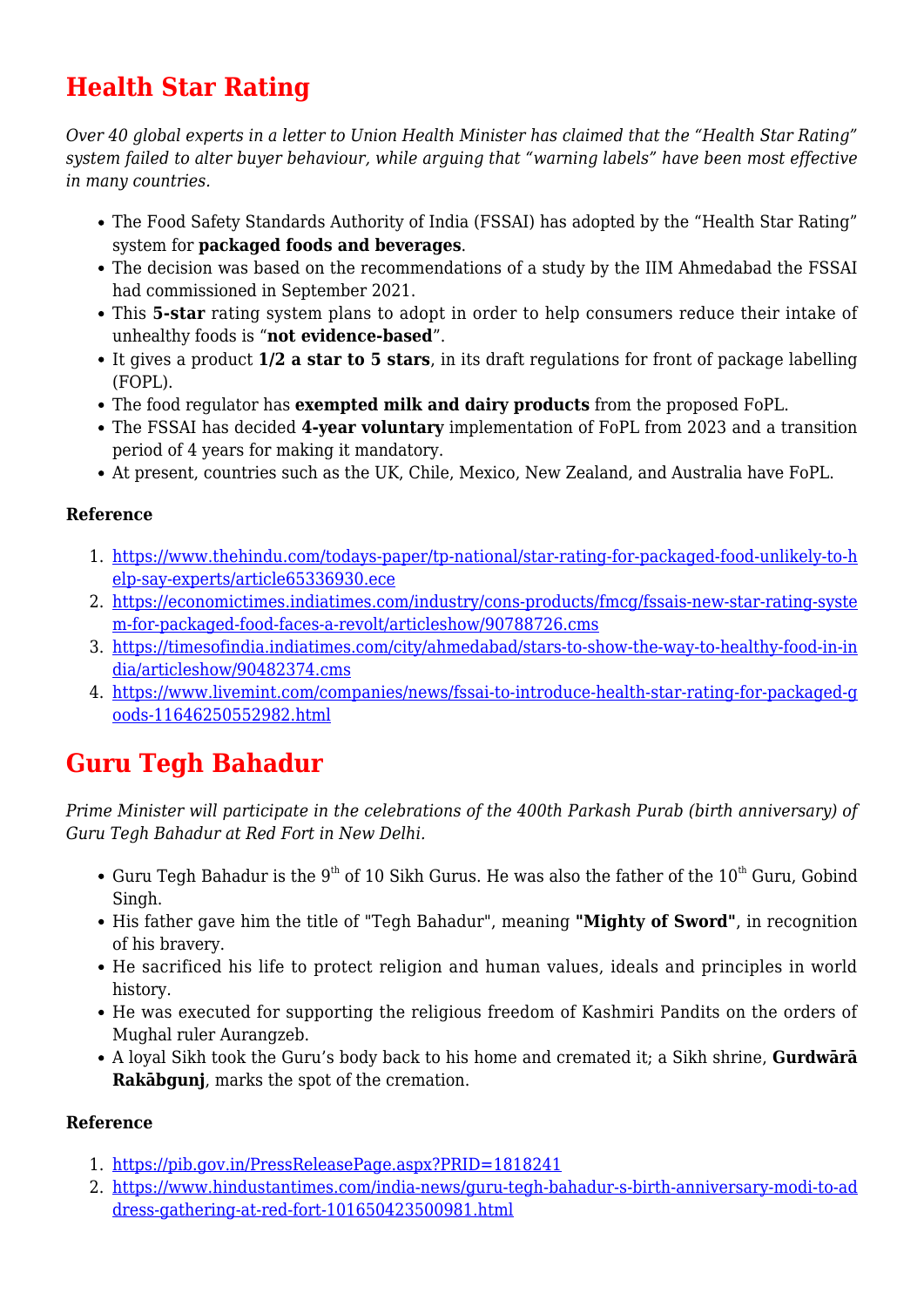# Health Star Rating

*Over 40 global experts in a letter to Union Health Minister has claimed that the "Health Star Rating" system failed to alter buyer behaviour, while arguing that "warning labels" have been most effective in many countries.*

- The Food Safety Standards Authority of India (FSSAI) has adopted by the "Health Star Rating" system for **packaged foods and beverages**.
- The decision was based on the recommendations of a study by the IIM Ahmedabad the FSSAI had commissioned in September 2021.
- This **5-star** rating system plans to adopt in order to help consumers reduce their intake of unhealthy foods is "**not evidence-based**".
- It gives a product **1/2 a star to 5 stars**, in its draft regulations for front of package labelling (FOPL).
- The food regulator has **exempted milk and dairy products** from the proposed FoPL.
- The FSSAI has decided **4-year voluntary** implementation of FoPL from 2023 and a transition period of 4 years for making it mandatory.
- At present, countries such as the UK, Chile, Mexico, New Zealand, and Australia have FoPL.

**Reference**

1. https://www.thehindu.com/todays-paper/tp-national/star-rating-for-packaged-food-unlikely-to-help-say-experts/article65336930.ece
2. https://economictimes.indiatimes.com/industry/cons-products/fmcg/fssais-new-star-rating-system-for-packaged-food-faces-a-revolt/articleshow/90788726.cms
3. https://timesofindia.indiatimes.com/city/ahmedabad/stars-to-show-the-way-to-healthy-food-in-india/articleshow/90482374.cms
4. https://www.livemint.com/companies/news/fssai-to-introduce-health-star-rating-for-packaged-goods-11646250552982.html

# Guru Tegh Bahadur

*Prime Minister will participate in the celebrations of the 400th Parkash Purab (birth anniversary) of Guru Tegh Bahadur at Red Fort in New Delhi.*

- Guru Tegh Bahadur is the 9th of 10 Sikh Gurus. He was also the father of the 10th Guru, Gobind Singh.
- His father gave him the title of "Tegh Bahadur", meaning **"Mighty of Sword"**, in recognition of his bravery.
- He sacrificed his life to protect religion and human values, ideals and principles in world history.
- He was executed for supporting the religious freedom of Kashmiri Pandits on the orders of Mughal ruler Aurangzeb.
- A loyal Sikh took the Guru's body back to his home and cremated it; a Sikh shrine, **Gurdwārā Rakābgunj**, marks the spot of the cremation.

**Reference**

1. https://pib.gov.in/PressReleasePage.aspx?PRID=1818241
2. https://www.hindustantimes.com/india-news/guru-tegh-bahadur-s-birth-anniversary-modi-to-address-gathering-at-red-fort-101650423500981.html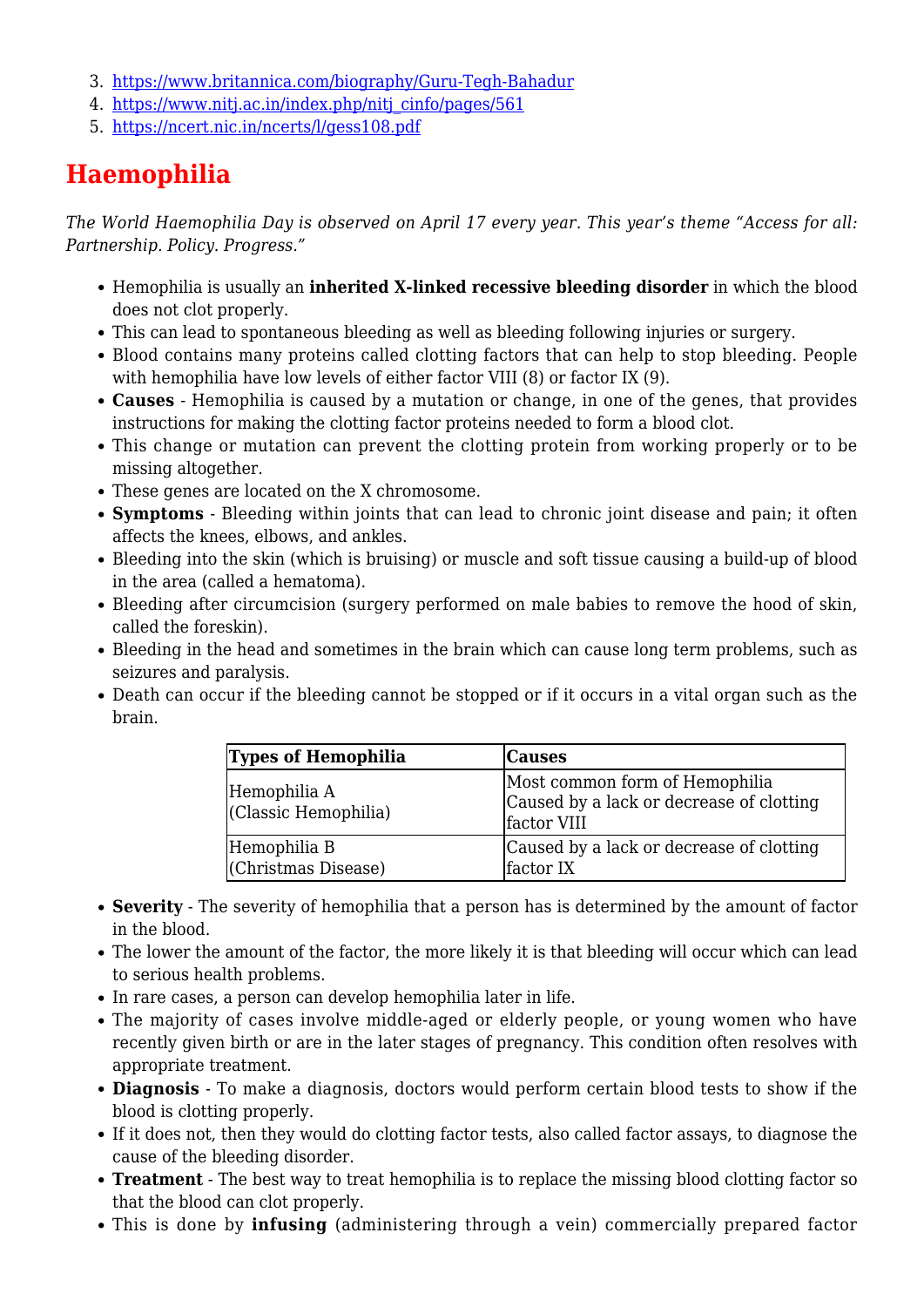3. https://www.britannica.com/biography/Guru-Tegh-Bahadur
4. https://www.nitj.ac.in/index.php/nitj_cinfo/pages/561
5. https://ncert.nic.in/ncerts/l/gess108.pdf

# Haemophilia

*The World Haemophilia Day is observed on April 17 every year. This year's theme "Access for all: Partnership. Policy. Progress."*

- Hemophilia is usually an **inherited X-linked recessive bleeding disorder** in which the blood does not clot properly.
- This can lead to spontaneous bleeding as well as bleeding following injuries or surgery.
- Blood contains many proteins called clotting factors that can help to stop bleeding. People with hemophilia have low levels of either factor VIII (8) or factor IX (9).
- **Causes** - Hemophilia is caused by a mutation or change, in one of the genes, that provides instructions for making the clotting factor proteins needed to form a blood clot.
- This change or mutation can prevent the clotting protein from working properly or to be missing altogether.
- These genes are located on the X chromosome.
- **Symptoms** - Bleeding within joints that can lead to chronic joint disease and pain; it often affects the knees, elbows, and ankles.
- Bleeding into the skin (which is bruising) or muscle and soft tissue causing a build-up of blood in the area (called a hematoma).
- Bleeding after circumcision (surgery performed on male babies to remove the hood of skin, called the foreskin).
- Bleeding in the head and sometimes in the brain which can cause long term problems, such as seizures and paralysis.
- Death can occur if the bleeding cannot be stopped or if it occurs in a vital organ such as the brain.

| Types of Hemophilia | Causes |
|---|---|
| Hemophilia A (Classic Hemophilia) | Most common form of Hemophilia Caused by a lack or decrease of clotting factor VIII |
| Hemophilia B (Christmas Disease) | Caused by a lack or decrease of clotting factor IX |

- **Severity** - The severity of hemophilia that a person has is determined by the amount of factor in the blood.
- The lower the amount of the factor, the more likely it is that bleeding will occur which can lead to serious health problems.
- In rare cases, a person can develop hemophilia later in life.
- The majority of cases involve middle-aged or elderly people, or young women who have recently given birth or are in the later stages of pregnancy. This condition often resolves with appropriate treatment.
- **Diagnosis** - To make a diagnosis, doctors would perform certain blood tests to show if the blood is clotting properly.
- If it does not, then they would do clotting factor tests, also called factor assays, to diagnose the cause of the bleeding disorder.
- **Treatment** - The best way to treat hemophilia is to replace the missing blood clotting factor so that the blood can clot properly.
- This is done by **infusing** (administering through a vein) commercially prepared factor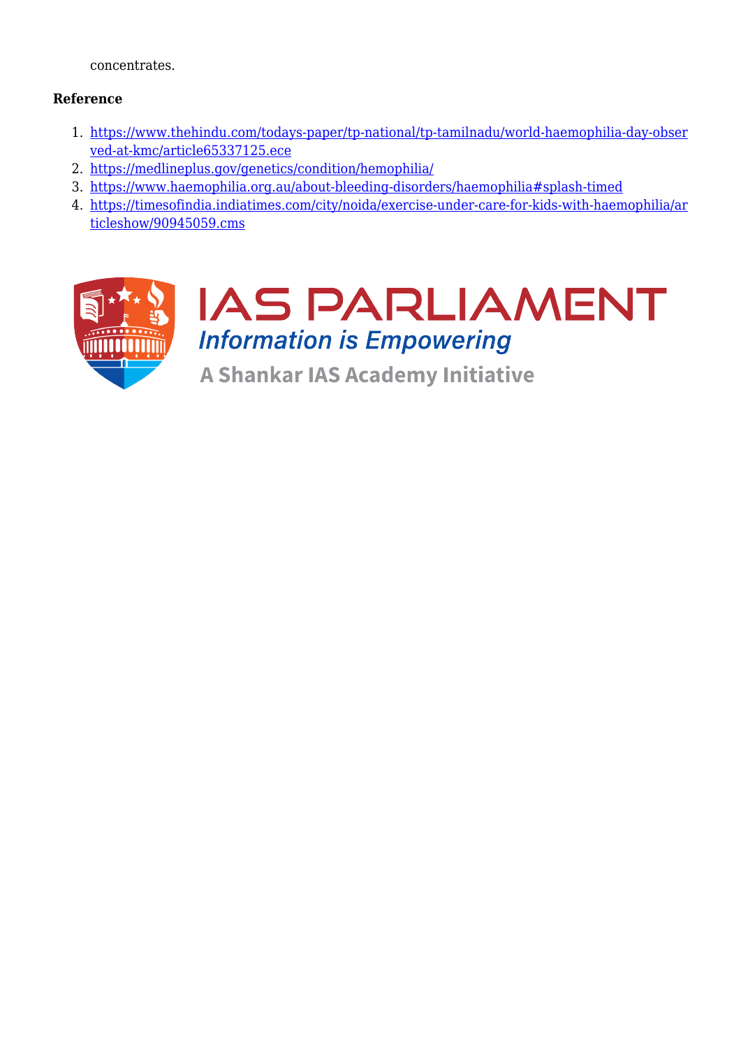concentrates.

**Reference**

1. https://www.thehindu.com/todays-paper/tp-national/tp-tamilnadu/world-haemophilia-day-observed-at-kmc/article65337125.ece
2. https://medlineplus.gov/genetics/condition/hemophilia/
3. https://www.haemophilia.org.au/about-bleeding-disorders/haemophilia#splash-timed
4. https://timesofindia.indiatimes.com/city/noida/exercise-under-care-for-kids-with-haemophilia/articleshow/90945059.cms

IAS PARLIAMENT
*Information is Empowering*
A Shankar IAS Academy Initiative